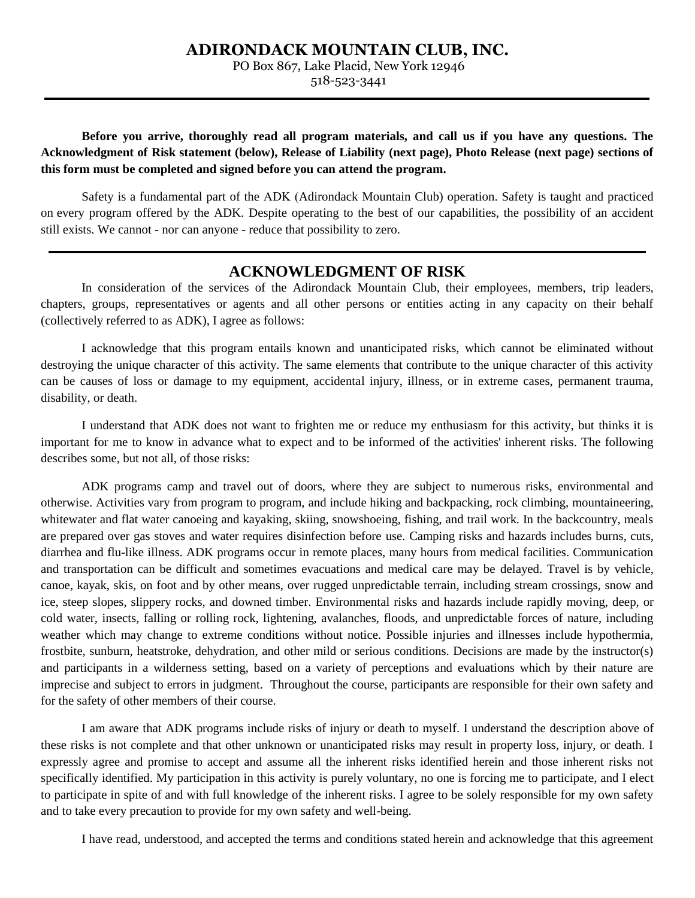# ADIRONDACK MOUNTAIN CLUB, INC.

PO Box 867, Lake Placid, New York 12946
518-523-3441

---

**Before you arrive, thoroughly read all program materials, and call us if you have any questions. The Acknowledgment of Risk statement (below), Release of Liability (next page), Photo Release (next page) sections of this form must be completed and signed before you can attend the program.**

Safety is a fundamental part of the ADK (Adirondack Mountain Club) operation. Safety is taught and practiced on every program offered by the ADK. Despite operating to the best of our capabilities, the possibility of an accident still exists. We cannot - nor can anyone - reduce that possibility to zero.

---

## ACKNOWLEDGMENT OF RISK

In consideration of the services of the Adirondack Mountain Club, their employees, members, trip leaders, chapters, groups, representatives or agents and all other persons or entities acting in any capacity on their behalf (collectively referred to as ADK), I agree as follows:

I acknowledge that this program entails known and unanticipated risks, which cannot be eliminated without destroying the unique character of this activity. The same elements that contribute to the unique character of this activity can be causes of loss or damage to my equipment, accidental injury, illness, or in extreme cases, permanent trauma, disability, or death.

I understand that ADK does not want to frighten me or reduce my enthusiasm for this activity, but thinks it is important for me to know in advance what to expect and to be informed of the activities' inherent risks. The following describes some, but not all, of those risks:

ADK programs camp and travel out of doors, where they are subject to numerous risks, environmental and otherwise. Activities vary from program to program, and include hiking and backpacking, rock climbing, mountaineering, whitewater and flat water canoeing and kayaking, skiing, snowshoeing, fishing, and trail work. In the backcountry, meals are prepared over gas stoves and water requires disinfection before use. Camping risks and hazards includes burns, cuts, diarrhea and flu-like illness. ADK programs occur in remote places, many hours from medical facilities. Communication and transportation can be difficult and sometimes evacuations and medical care may be delayed. Travel is by vehicle, canoe, kayak, skis, on foot and by other means, over rugged unpredictable terrain, including stream crossings, snow and ice, steep slopes, slippery rocks, and downed timber. Environmental risks and hazards include rapidly moving, deep, or cold water, insects, falling or rolling rock, lightening, avalanches, floods, and unpredictable forces of nature, including weather which may change to extreme conditions without notice. Possible injuries and illnesses include hypothermia, frostbite, sunburn, heatstroke, dehydration, and other mild or serious conditions. Decisions are made by the instructor(s) and participants in a wilderness setting, based on a variety of perceptions and evaluations which by their nature are imprecise and subject to errors in judgment. Throughout the course, participants are responsible for their own safety and for the safety of other members of their course.

I am aware that ADK programs include risks of injury or death to myself. I understand the description above of these risks is not complete and that other unknown or unanticipated risks may result in property loss, injury, or death. I expressly agree and promise to accept and assume all the inherent risks identified herein and those inherent risks not specifically identified. My participation in this activity is purely voluntary, no one is forcing me to participate, and I elect to participate in spite of and with full knowledge of the inherent risks. I agree to be solely responsible for my own safety and to take every precaution to provide for my own safety and well-being.

I have read, understood, and accepted the terms and conditions stated herein and acknowledge that this agreement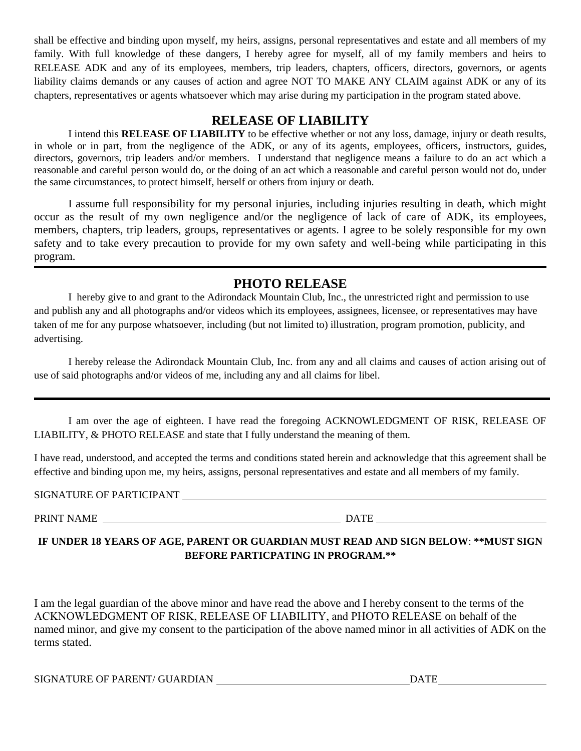shall be effective and binding upon myself, my heirs, assigns, personal representatives and estate and all members of my family. With full knowledge of these dangers, I hereby agree for myself, all of my family members and heirs to RELEASE ADK and any of its employees, members, trip leaders, chapters, officers, directors, governors, or agents liability claims demands or any causes of action and agree NOT TO MAKE ANY CLAIM against ADK or any of its chapters, representatives or agents whatsoever which may arise during my participation in the program stated above.

## RELEASE OF LIABILITY

I intend this **RELEASE OF LIABILITY** to be effective whether or not any loss, damage, injury or death results, in whole or in part, from the negligence of the ADK, or any of its agents, employees, officers, instructors, guides, directors, governors, trip leaders and/or members. I understand that negligence means a failure to do an act which a reasonable and careful person would do, or the doing of an act which a reasonable and careful person would not do, under the same circumstances, to protect himself, herself or others from injury or death.

I assume full responsibility for my personal injuries, including injuries resulting in death, which might occur as the result of my own negligence and/or the negligence of lack of care of ADK, its employees, members, chapters, trip leaders, groups, representatives or agents. I agree to be solely responsible for my own safety and to take every precaution to provide for my own safety and well-being while participating in this program.

---

## PHOTO RELEASE

I hereby give to and grant to the Adirondack Mountain Club, Inc., the unrestricted right and permission to use and publish any and all photographs and/or videos which its employees, assignees, licensee, or representatives may have taken of me for any purpose whatsoever, including (but not limited to) illustration, program promotion, publicity, and advertising.

I hereby release the Adirondack Mountain Club, Inc. from any and all claims and causes of action arising out of use of said photographs and/or videos of me, including any and all claims for libel.

---

I am over the age of eighteen. I have read the foregoing ACKNOWLEDGMENT OF RISK, RELEASE OF LIABILITY, & PHOTO RELEASE and state that I fully understand the meaning of them.

I have read, understood, and accepted the terms and conditions stated herein and acknowledge that this agreement shall be effective and binding upon me, my heirs, assigns, personal representatives and estate and all members of my family.

SIGNATURE OF PARTICIPANT ______________________________

PRINT NAME ______________________________ DATE ______________________________

**IF UNDER 18 YEARS OF AGE, PARENT OR GUARDIAN MUST READ AND SIGN BELOW**: **\*\*MUST SIGN BEFORE PARTICPATING IN PROGRAM.\*\***

I am the legal guardian of the above minor and have read the above and I hereby consent to the terms of the ACKNOWLEDGMENT OF RISK, RELEASE OF LIABILITY, and PHOTO RELEASE on behalf of the named minor, and give my consent to the participation of the above named minor in all activities of ADK on the terms stated.

SIGNATURE OF PARENT/ GUARDIAN ______________________________ DATE ______________________________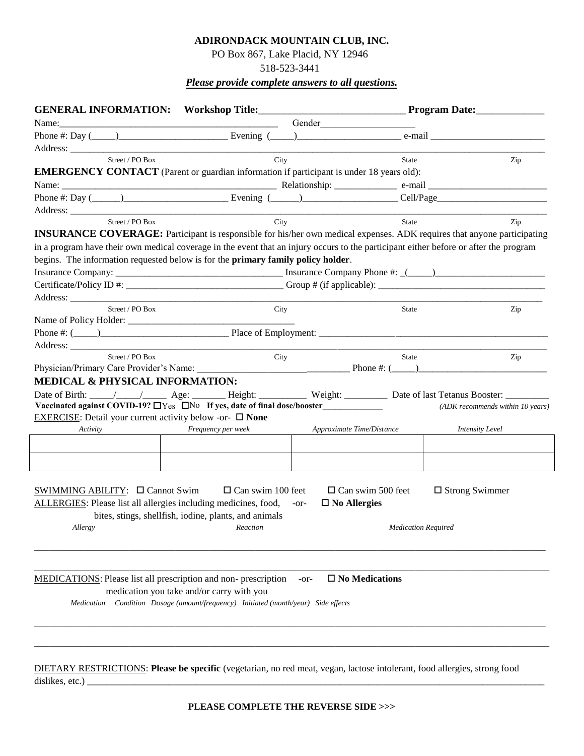**ADIRONDACK MOUNTAIN CLUB, INC.**

PO Box 867, Lake Placid, NY 12946

518-523-3441

***Please provide complete answers to all questions.***

**GENERAL INFORMATION: Workshop Title:_____________________________ Program Date:_____________**

Name:_______________________________________________ Gender___________________

Phone #: Day (_____)______________________ Evening (_____)_____________________ e-mail ________________________

Address: ____________________________________________________________________________________________

Street / PO Box City State Zip

**EMERGENCY CONTACT** (Parent or guardian information if participant is under 18 years old):

Name: _______________________________________________ Relationship: _____________ e-mail _________________________

Phone #: Day (______)______________________ Evening (______)___________________ Cell/Page_______________________

Address: ____________________________________________________________________________________________

Street / PO Box City State Zip

**INSURANCE COVERAGE:** Participant is responsible for his/her own medical expenses. ADK requires that anyone participating in a program have their own medical coverage in the event that an injury occurs to the participant either before or after the program begins. The information requested below is for the **primary family policy holder**.

Insurance Company: ___________________________________ Insurance Company Phone #: _(_____)_______________________

Certificate/Policy ID #: __________________________________ Group # (if applicable): ___________________________________

Address: ____________________________________________________________________________________________

Street / PO Box City State Zip

Name of Policy Holder: ___________________________________

Phone #: (_____)___________________________ Place of Employment: _________________________________________________

Address: ____________________________________________________________________________________________

Street / PO Box City State Zip

Physician/Primary Care Provider's Name: _________________________________ Phone #: (_____)___________________________

**MEDICAL & PHYSICAL INFORMATION:**

Date of Birth: _____/_____/_____ Age: _______ Height: __________ Weight: _________ Date of last Tetanus Booster: _________

**Vaccinated against COVID-19?** ☐Yes ☐No **If yes, date of final dose/booster_____________** *(ADK recommends within 10 years)*

EXERCISE: Detail your current activity below -or- ☐ **None**

| *Activity* | *Frequency per week* | *Approximate Time/Distance* | *Intensity Level* |
|---|---|---|---|
| | | | |
| | | | |

SWIMMING ABILITY: ☐ Cannot Swim ☐ Can swim 100 feet ☐ Can swim 500 feet ☐ Strong Swimmer

ALLERGIES: Please list all allergies including medicines, food, bites, stings, shellfish, iodine, plants, and animals -or- ☐ **No Allergies**

*Allergy* *Reaction* *Medication Required*

____________________________________________________________________________________________

____________________________________________________________________________________________

MEDICATIONS: Please list all prescription and non- prescription medication you take and/or carry with you -or- ☐ **No Medications**

*Medication Condition Dosage (amount/frequency) Initiated (month/year) Side effects*

____________________________________________________________________________________________

____________________________________________________________________________________________

DIETARY RESTRICTIONS: **Please be specific** (vegetarian, no red meat, vegan, lactose intolerant, food allergies, strong food dislikes, etc.) ____________________________________________________________________________________________

**PLEASE COMPLETE THE REVERSE SIDE >>>**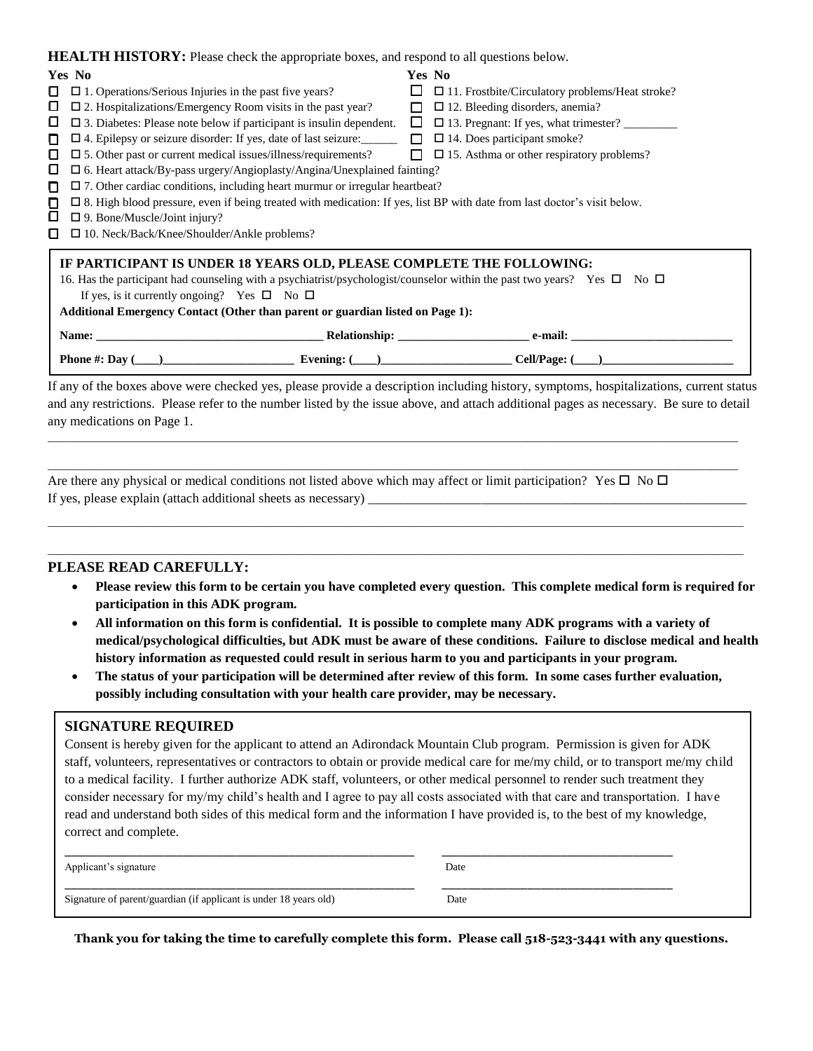**HEALTH HISTORY:** Please check the appropriate boxes, and respond to all questions below.

| Yes | No | | Yes | No | |
|---|---|---|---|---|---|
| ☐ | ☐ | 1. Operations/Serious Injuries in the past five years? | ☐ | ☐ | 11. Frostbite/Circulatory problems/Heat stroke? |
| ☐ | ☐ | 2. Hospitalizations/Emergency Room visits in the past year? | ☐ | ☐ | 12. Bleeding disorders, anemia? |
| ☐ | ☐ | 3. Diabetes: Please note below if participant is insulin dependent. | ☐ | ☐ | 13. Pregnant: If yes, what trimester? _________ |
| ☐ | ☐ | 4. Epilepsy or seizure disorder: If yes, date of last seizure:______ | ☐ | ☐ | 14. Does participant smoke? |
| ☐ | ☐ | 5. Other past or current medical issues/illness/requirements? | ☐ | ☐ | 15. Asthma or other respiratory problems? |
| ☐ | ☐ | 6. Heart attack/By-pass urgery/Angioplasty/Angina/Unexplained fainting? | | | |
| ☐ | ☐ | 7. Other cardiac conditions, including heart murmur or irregular heartbeat? | | | |
| ☐ | ☐ | 8. High blood pressure, even if being treated with medication: If yes, list BP with date from last doctor's visit below. | | | |
| ☐ | ☐ | 9. Bone/Muscle/Joint injury? | | | |
| ☐ | ☐ | 10. Neck/Back/Knee/Shoulder/Ankle problems? | | | |

**IF PARTICIPANT IS UNDER 18 YEARS OLD, PLEASE COMPLETE THE FOLLOWING:**

16. Has the participant had counseling with a psychiatrist/psychologist/counselor within the past two years? Yes ☐ No ☐

If yes, is it currently ongoing? Yes ☐ No ☐

**Additional Emergency Contact (Other than parent or guardian listed on Page 1):**

**Name:** _______________________________ **Relationship:** ____________________ **e-mail:** __________________________

**Phone #: Day (____)**____________________ **Evening: (____)**____________________ **Cell/Page: (____)**____________________

If any of the boxes above were checked yes, please provide a description including history, symptoms, hospitalizations, current status and any restrictions. Please refer to the number listed by the issue above, and attach additional pages as necessary. Be sure to detail any medications on Page 1.

_____________________________________________________________________________________________________

_____________________________________________________________________________________________________

Are there any physical or medical conditions not listed above which may affect or limit participation? Yes ☐ No ☐

If yes, please explain (attach additional sheets as necessary) ____________________________________________________

_____________________________________________________________________________________________________

_____________________________________________________________________________________________________

## PLEASE READ CAREFULLY:

- **Please review this form to be certain you have completed every question. This complete medical form is required for participation in this ADK program.**
- **All information on this form is confidential. It is possible to complete many ADK programs with a variety of medical/psychological difficulties, but ADK must be aware of these conditions. Failure to disclose medical and health history information as requested could result in serious harm to you and participants in your program.**
- **The status of your participation will be determined after review of this form. In some cases further evaluation, possibly including consultation with your health care provider, may be necessary.**

## SIGNATURE REQUIRED

Consent is hereby given for the applicant to attend an Adirondack Mountain Club program. Permission is given for ADK staff, volunteers, representatives or contractors to obtain or provide medical care for me/my child, or to transport me/my child to a medical facility. I further authorize ADK staff, volunteers, or other medical personnel to render such treatment they consider necessary for my/my child's health and I agree to pay all costs associated with that care and transportation. I have read and understand both sides of this medical form and the information I have provided is, to the best of my knowledge, correct and complete.

_________________________________________________ _______________________________

Applicant's signature Date

_________________________________________________ _______________________________

Signature of parent/guardian (if applicant is under 18 years old) Date

**Thank you for taking the time to carefully complete this form. Please call 518-523-3441 with any questions.**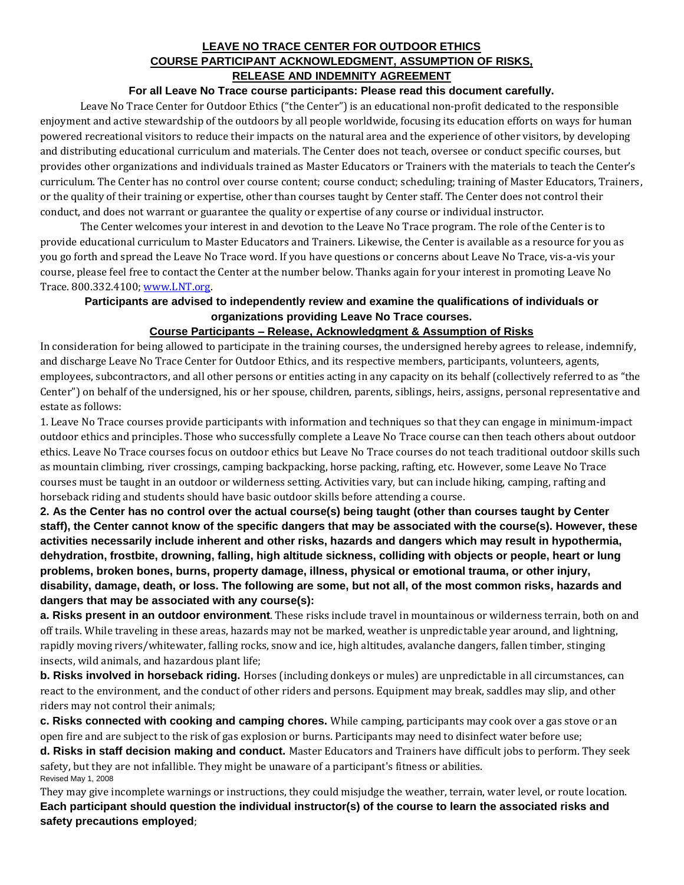# LEAVE NO TRACE CENTER FOR OUTDOOR ETHICS
## COURSE PARTICIPANT ACKNOWLEDGMENT, ASSUMPTION OF RISKS, RELEASE AND INDEMNITY AGREEMENT

**For all Leave No Trace course participants: Please read this document carefully.**

Leave No Trace Center for Outdoor Ethics ("the Center") is an educational non-profit dedicated to the responsible enjoyment and active stewardship of the outdoors by all people worldwide, focusing its education efforts on ways for human powered recreational visitors to reduce their impacts on the natural area and the experience of other visitors, by developing and distributing educational curriculum and materials. The Center does not teach, oversee or conduct specific courses, but provides other organizations and individuals trained as Master Educators or Trainers with the materials to teach the Center's curriculum. The Center has no control over course content; course conduct; scheduling; training of Master Educators, Trainers, or the quality of their training or expertise, other than courses taught by Center staff. The Center does not control their conduct, and does not warrant or guarantee the quality or expertise of any course or individual instructor.

The Center welcomes your interest in and devotion to the Leave No Trace program. The role of the Center is to provide educational curriculum to Master Educators and Trainers. Likewise, the Center is available as a resource for you as you go forth and spread the Leave No Trace word. If you have questions or concerns about Leave No Trace, vis-a-vis your course, please feel free to contact the Center at the number below. Thanks again for your interest in promoting Leave No Trace. 800.332.4100; www.LNT.org.

**Participants are advised to independently review and examine the qualifications of individuals or organizations providing Leave No Trace courses.**

### Course Participants – Release, Acknowledgment & Assumption of Risks

In consideration for being allowed to participate in the training courses, the undersigned hereby agrees to release, indemnify, and discharge Leave No Trace Center for Outdoor Ethics, and its respective members, participants, volunteers, agents, employees, subcontractors, and all other persons or entities acting in any capacity on its behalf (collectively referred to as "the Center") on behalf of the undersigned, his or her spouse, children, parents, siblings, heirs, assigns, personal representative and estate as follows:

1. Leave No Trace courses provide participants with information and techniques so that they can engage in minimum-impact outdoor ethics and principles. Those who successfully complete a Leave No Trace course can then teach others about outdoor ethics. Leave No Trace courses focus on outdoor ethics but Leave No Trace courses do not teach traditional outdoor skills such as mountain climbing, river crossings, camping backpacking, horse packing, rafting, etc. However, some Leave No Trace courses must be taught in an outdoor or wilderness setting. Activities vary, but can include hiking, camping, rafting and horseback riding and students should have basic outdoor skills before attending a course.

**2. As the Center has no control over the actual course(s) being taught (other than courses taught by Center staff), the Center cannot know of the specific dangers that may be associated with the course(s). However, these activities necessarily include inherent and other risks, hazards and dangers which may result in hypothermia, dehydration, frostbite, drowning, falling, high altitude sickness, colliding with objects or people, heart or lung problems, broken bones, burns, property damage, illness, physical or emotional trauma, or other injury, disability, damage, death, or loss. The following are some, but not all, of the most common risks, hazards and dangers that may be associated with any course(s):**

**a. Risks present in an outdoor environment**. These risks include travel in mountainous or wilderness terrain, both on and off trails. While traveling in these areas, hazards may not be marked, weather is unpredictable year around, and lightning, rapidly moving rivers/whitewater, falling rocks, snow and ice, high altitudes, avalanche dangers, fallen timber, stinging insects, wild animals, and hazardous plant life;

**b. Risks involved in horseback riding.** Horses (including donkeys or mules) are unpredictable in all circumstances, can react to the environment, and the conduct of other riders and persons. Equipment may break, saddles may slip, and other riders may not control their animals;

**c. Risks connected with cooking and camping chores.** While camping, participants may cook over a gas stove or an open fire and are subject to the risk of gas explosion or burns. Participants may need to disinfect water before use;

**d. Risks in staff decision making and conduct.** Master Educators and Trainers have difficult jobs to perform. They seek safety, but they are not infallible. They might be unaware of a participant's fitness or abilities.

Revised May 1, 2008

They may give incomplete warnings or instructions, they could misjudge the weather, terrain, water level, or route location. **Each participant should question the individual instructor(s) of the course to learn the associated risks and safety precautions employed**;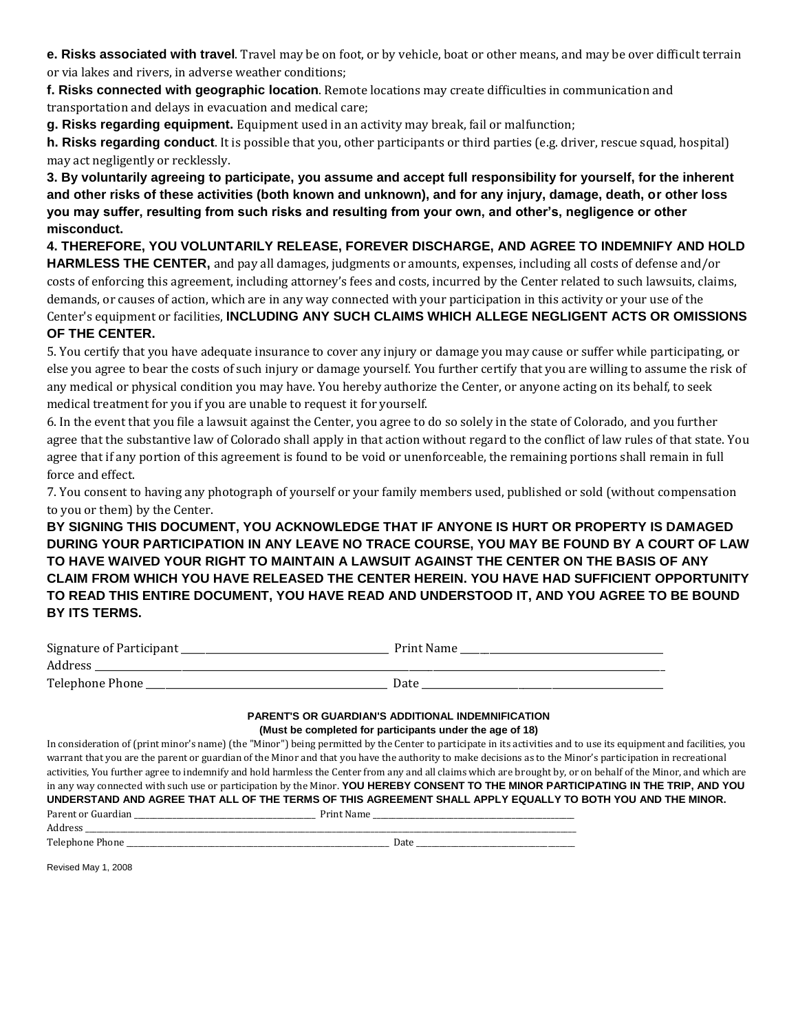**e. Risks associated with travel**. Travel may be on foot, or by vehicle, boat or other means, and may be over difficult terrain or via lakes and rivers, in adverse weather conditions;

**f. Risks connected with geographic location**. Remote locations may create difficulties in communication and transportation and delays in evacuation and medical care;

**g. Risks regarding equipment.** Equipment used in an activity may break, fail or malfunction;

**h. Risks regarding conduct**. It is possible that you, other participants or third parties (e.g. driver, rescue squad, hospital) may act negligently or recklessly.

**3. By voluntarily agreeing to participate, you assume and accept full responsibility for yourself, for the inherent and other risks of these activities (both known and unknown), and for any injury, damage, death, or other loss you may suffer, resulting from such risks and resulting from your own, and other's, negligence or other misconduct.**

**4. THEREFORE, YOU VOLUNTARILY RELEASE, FOREVER DISCHARGE, AND AGREE TO INDEMNIFY AND HOLD HARMLESS THE CENTER,** and pay all damages, judgments or amounts, expenses, including all costs of defense and/or costs of enforcing this agreement, including attorney's fees and costs, incurred by the Center related to such lawsuits, claims, demands, or causes of action, which are in any way connected with your participation in this activity or your use of the Center's equipment or facilities, **INCLUDING ANY SUCH CLAIMS WHICH ALLEGE NEGLIGENT ACTS OR OMISSIONS OF THE CENTER.**

5. You certify that you have adequate insurance to cover any injury or damage you may cause or suffer while participating, or else you agree to bear the costs of such injury or damage yourself. You further certify that you are willing to assume the risk of any medical or physical condition you may have. You hereby authorize the Center, or anyone acting on its behalf, to seek medical treatment for you if you are unable to request it for yourself.

6. In the event that you file a lawsuit against the Center, you agree to do so solely in the state of Colorado, and you further agree that the substantive law of Colorado shall apply in that action without regard to the conflict of law rules of that state. You agree that if any portion of this agreement is found to be void or unenforceable, the remaining portions shall remain in full force and effect.

7. You consent to having any photograph of yourself or your family members used, published or sold (without compensation to you or them) by the Center.

**BY SIGNING THIS DOCUMENT, YOU ACKNOWLEDGE THAT IF ANYONE IS HURT OR PROPERTY IS DAMAGED DURING YOUR PARTICIPATION IN ANY LEAVE NO TRACE COURSE, YOU MAY BE FOUND BY A COURT OF LAW TO HAVE WAIVED YOUR RIGHT TO MAINTAIN A LAWSUIT AGAINST THE CENTER ON THE BASIS OF ANY CLAIM FROM WHICH YOU HAVE RELEASED THE CENTER HEREIN. YOU HAVE HAD SUFFICIENT OPPORTUNITY TO READ THIS ENTIRE DOCUMENT, YOU HAVE READ AND UNDERSTOOD IT, AND YOU AGREE TO BE BOUND BY ITS TERMS.**

Signature of Participant ______________________________ Print Name ______________________________

Address ____________________________________________________________________________

Telephone Phone ______________________________ Date ______________________________

**PARENT'S OR GUARDIAN'S ADDITIONAL INDEMNIFICATION**
**(Must be completed for participants under the age of 18)**

In consideration of (print minor's name) (the "Minor") being permitted by the Center to participate in its activities and to use its equipment and facilities, you warrant that you are the parent or guardian of the Minor and that you have the authority to make decisions as to the Minor's participation in recreational activities, You further agree to indemnify and hold harmless the Center from any and all claims which are brought by, or on behalf of the Minor, and which are in any way connected with such use or participation by the Minor. **YOU HEREBY CONSENT TO THE MINOR PARTICIPATING IN THE TRIP, AND YOU UNDERSTAND AND AGREE THAT ALL OF THE TERMS OF THIS AGREEMENT SHALL APPLY EQUALLY TO BOTH YOU AND THE MINOR.**

Parent or Guardian ______________________________ Print Name ______________________________

Address ____________________________________________________________________________

Telephone Phone ______________________________ Date ______________________________

Revised May 1, 2008